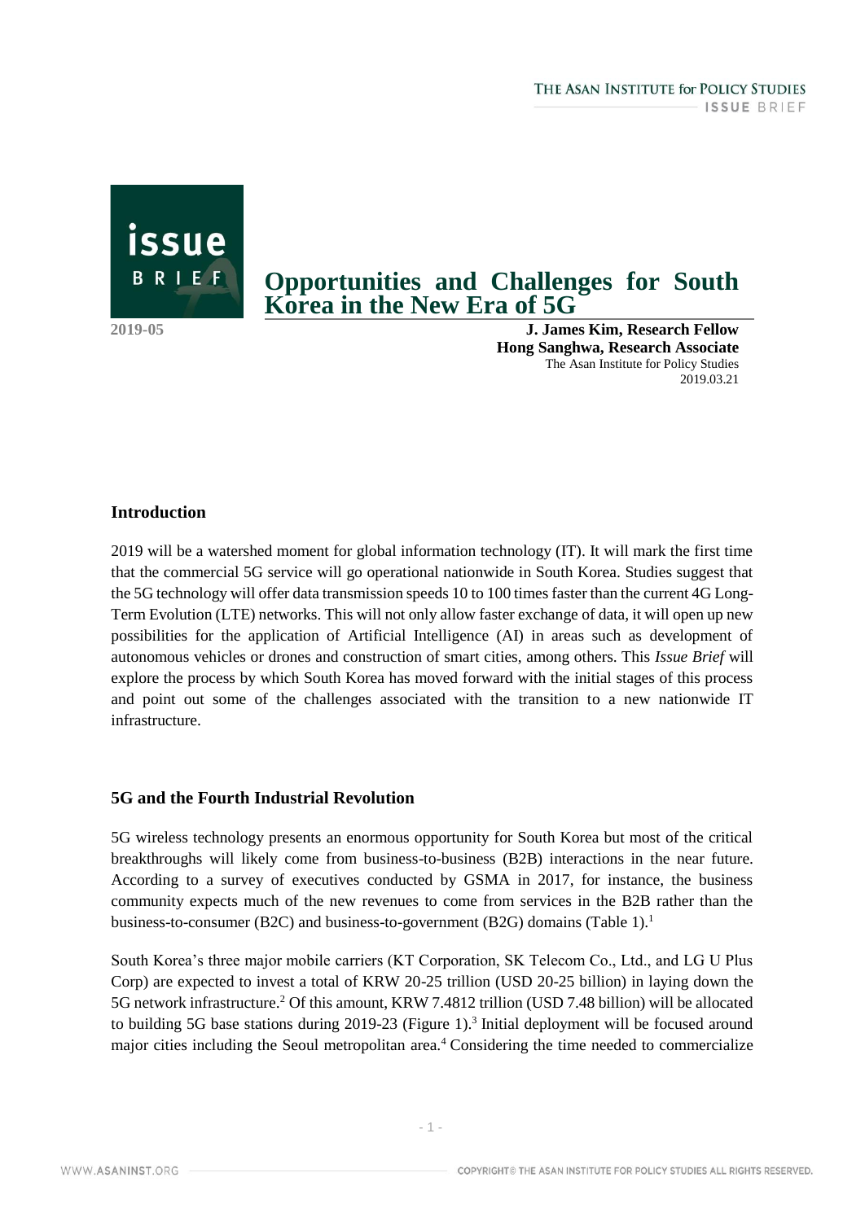# Opportunities and Challenges for South Korea in the New Era of 5G

2019-05

**J. James Kim, Research Fellow**
**Hong Sanghwa, Research Associate**
The Asan Institute for Policy Studies
2019.03.21

## Introduction

2019 will be a watershed moment for global information technology (IT). It will mark the first time that the commercial 5G service will go operational nationwide in South Korea. Studies suggest that the 5G technology will offer data transmission speeds 10 to 100 times faster than the current 4G Long-Term Evolution (LTE) networks. This will not only allow faster exchange of data, it will open up new possibilities for the application of Artificial Intelligence (AI) in areas such as development of autonomous vehicles or drones and construction of smart cities, among others. This *Issue Brief* will explore the process by which South Korea has moved forward with the initial stages of this process and point out some of the challenges associated with the transition to a new nationwide IT infrastructure.

## 5G and the Fourth Industrial Revolution

5G wireless technology presents an enormous opportunity for South Korea but most of the critical breakthroughs will likely come from business-to-business (B2B) interactions in the near future. According to a survey of executives conducted by GSMA in 2017, for instance, the business community expects much of the new revenues to come from services in the B2B rather than the business-to-consumer (B2C) and business-to-government (B2G) domains (Table 1).[1]

South Korea's three major mobile carriers (KT Corporation, SK Telecom Co., Ltd., and LG U Plus Corp) are expected to invest a total of KRW 20-25 trillion (USD 20-25 billion) in laying down the 5G network infrastructure.[2] Of this amount, KRW 7.4812 trillion (USD 7.48 billion) will be allocated to building 5G base stations during 2019-23 (Figure 1).[3] Initial deployment will be focused around major cities including the Seoul metropolitan area.[4] Considering the time needed to commercialize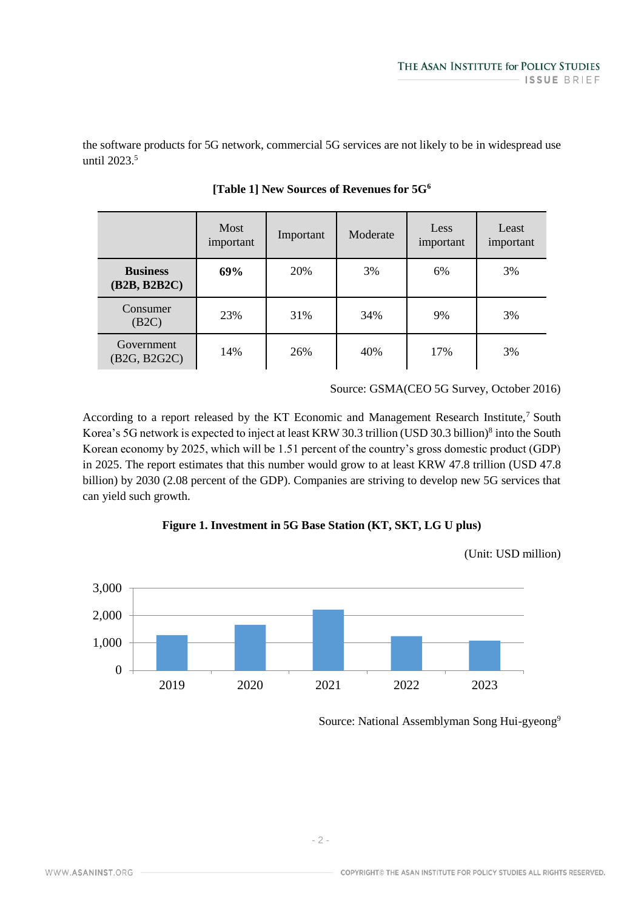the software products for 5G network, commercial 5G services are not likely to be in widespread use until 2023.[5]

**[Table 1] New Sources of Revenues for 5G[6]**

| | Most important | Important | Moderate | Less important | Least important |
|---|---|---|---|---|---|
| **Business (B2B, B2B2C)** | **69%** | 20% | 3% | 6% | 3% |
| Consumer (B2C) | 23% | 31% | 34% | 9% | 3% |
| Government (B2G, B2G2C) | 14% | 26% | 40% | 17% | 3% |

Source: GSMA(CEO 5G Survey, October 2016)

According to a report released by the KT Economic and Management Research Institute,[7] South Korea's 5G network is expected to inject at least KRW 30.3 trillion (USD 30.3 billion)[8] into the South Korean economy by 2025, which will be 1.51 percent of the country's gross domestic product (GDP) in 2025. The report estimates that this number would grow to at least KRW 47.8 trillion (USD 47.8 billion) by 2030 (2.08 percent of the GDP). Companies are striving to develop new 5G services that can yield such growth.

**Figure 1. Investment in 5G Base Station (KT, SKT, LG U plus)**

(Unit: USD million)

Source: National Assemblyman Song Hui-gyeong[9]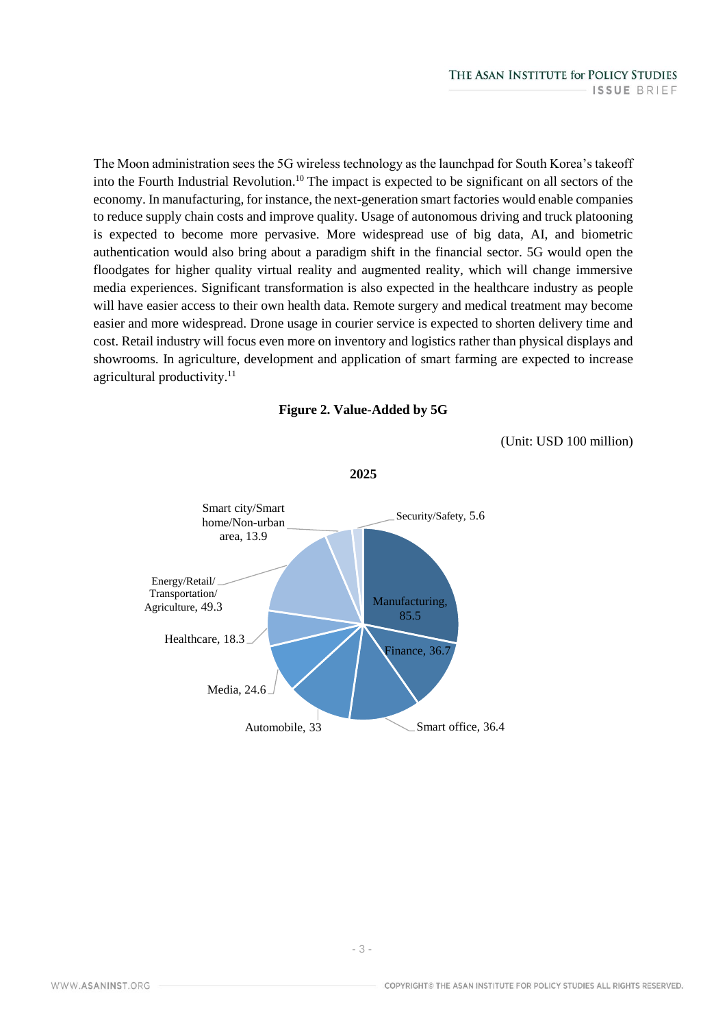The Moon administration sees the 5G wireless technology as the launchpad for South Korea's takeoff into the Fourth Industrial Revolution.[10] The impact is expected to be significant on all sectors of the economy. In manufacturing, for instance, the next-generation smart factories would enable companies to reduce supply chain costs and improve quality. Usage of autonomous driving and truck platooning is expected to become more pervasive. More widespread use of big data, AI, and biometric authentication would also bring about a paradigm shift in the financial sector. 5G would open the floodgates for higher quality virtual reality and augmented reality, which will change immersive media experiences. Significant transformation is also expected in the healthcare industry as people will have easier access to their own health data. Remote surgery and medical treatment may become easier and more widespread. Drone usage in courier service is expected to shorten delivery time and cost. Retail industry will focus even more on inventory and logistics rather than physical displays and showrooms. In agriculture, development and application of smart farming are expected to increase agricultural productivity.[11]

**Figure 2. Value-Added by 5G**

(Unit: USD 100 million)

**2025**

| Sector | Value |
|---|---|
| Manufacturing | 85.5 |
| Finance | 36.7 |
| Smart office | 36.4 |
| Automobile | 33 |
| Media | 24.6 |
| Healthcare | 18.3 |
| Energy/Retail/Transportation/Agriculture | 49.3 |
| Smart city/Smart home/Non-urban area | 13.9 |
| Security/Safety | 5.6 |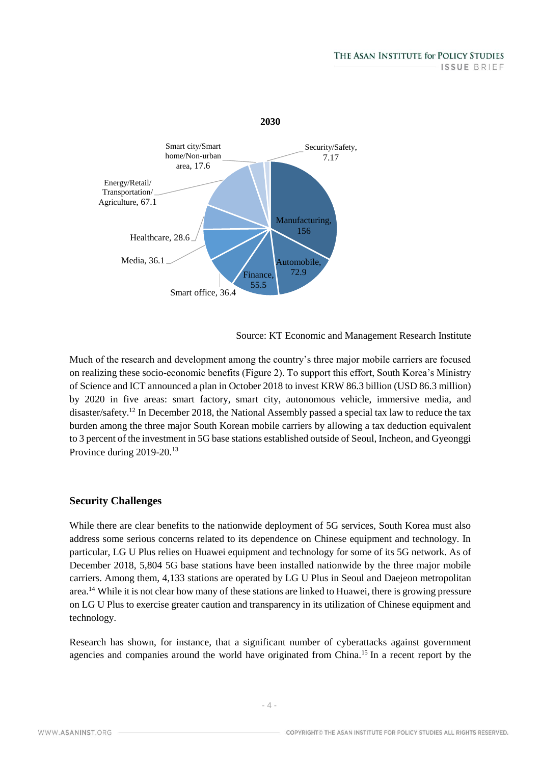**2030**

| Sector | Value |
| --- | --- |
| Manufacturing | 156 |
| Automobile | 72.9 |
| Finance | 55.5 |
| Smart office | 36.4 |
| Media | 36.1 |
| Healthcare | 28.6 |
| Energy/Retail/Transportation/Agriculture | 67.1 |
| Smart city/Smart home/Non-urban area | 17.6 |
| Security/Safety | 7.17 |

Source: KT Economic and Management Research Institute

Much of the research and development among the country's three major mobile carriers are focused on realizing these socio-economic benefits (Figure 2). To support this effort, South Korea's Ministry of Science and ICT announced a plan in October 2018 to invest KRW 86.3 billion (USD 86.3 million) by 2020 in five areas: smart factory, smart city, autonomous vehicle, immersive media, and disaster/safety.[12] In December 2018, the National Assembly passed a special tax law to reduce the tax burden among the three major South Korean mobile carriers by allowing a tax deduction equivalent to 3 percent of the investment in 5G base stations established outside of Seoul, Incheon, and Gyeonggi Province during 2019-20.[13]

## Security Challenges

While there are clear benefits to the nationwide deployment of 5G services, South Korea must also address some serious concerns related to its dependence on Chinese equipment and technology. In particular, LG U Plus relies on Huawei equipment and technology for some of its 5G network. As of December 2018, 5,804 5G base stations have been installed nationwide by the three major mobile carriers. Among them, 4,133 stations are operated by LG U Plus in Seoul and Daejeon metropolitan area.[14] While it is not clear how many of these stations are linked to Huawei, there is growing pressure on LG U Plus to exercise greater caution and transparency in its utilization of Chinese equipment and technology.

Research has shown, for instance, that a significant number of cyberattacks against government agencies and companies around the world have originated from China.[15] In a recent report by the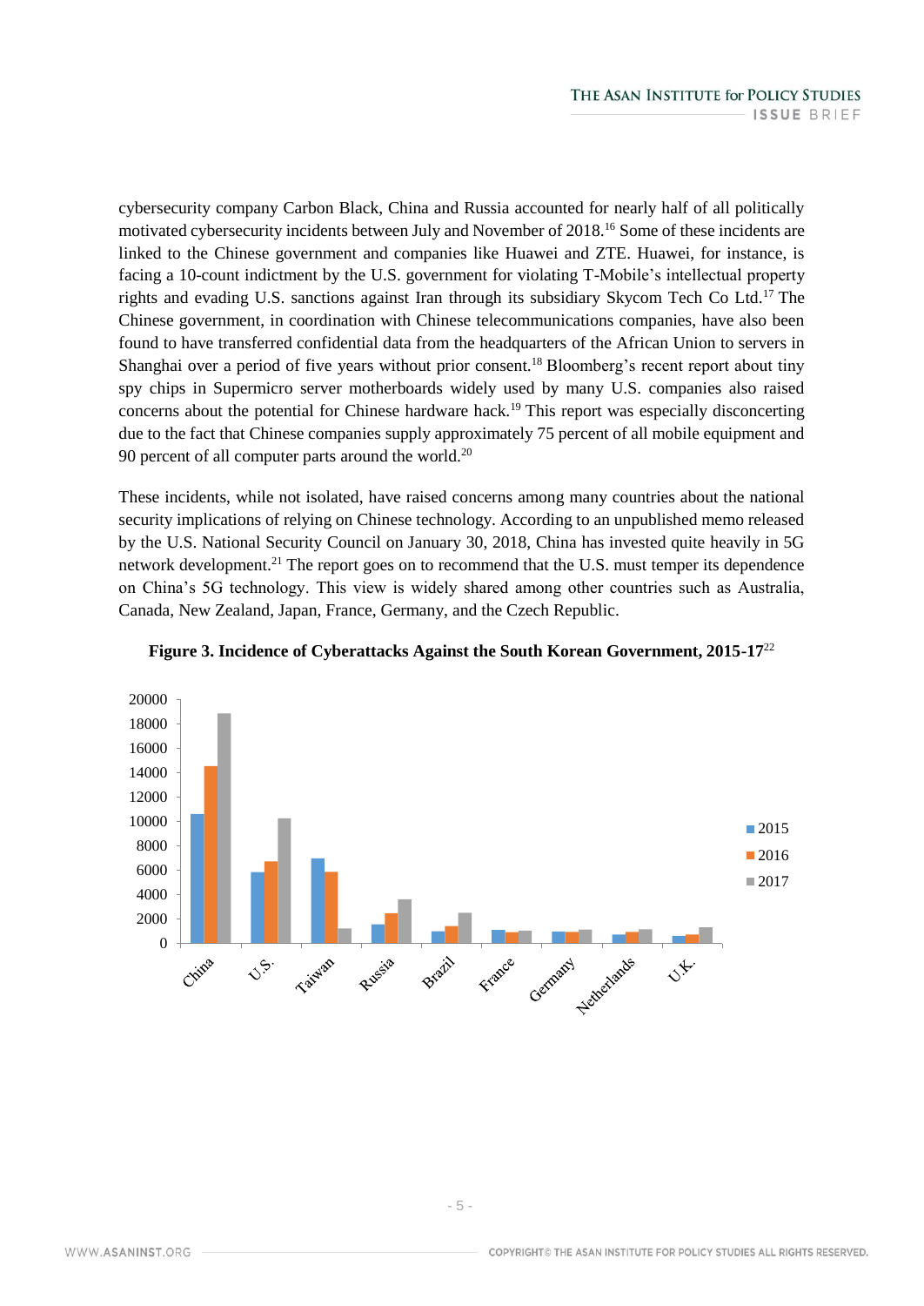cybersecurity company Carbon Black, China and Russia accounted for nearly half of all politically motivated cybersecurity incidents between July and November of 2018.[16] Some of these incidents are linked to the Chinese government and companies like Huawei and ZTE. Huawei, for instance, is facing a 10-count indictment by the U.S. government for violating T-Mobile's intellectual property rights and evading U.S. sanctions against Iran through its subsidiary Skycom Tech Co Ltd.[17] The Chinese government, in coordination with Chinese telecommunications companies, have also been found to have transferred confidential data from the headquarters of the African Union to servers in Shanghai over a period of five years without prior consent.[18] Bloomberg's recent report about tiny spy chips in Supermicro server motherboards widely used by many U.S. companies also raised concerns about the potential for Chinese hardware hack.[19] This report was especially disconcerting due to the fact that Chinese companies supply approximately 75 percent of all mobile equipment and 90 percent of all computer parts around the world.[20]

These incidents, while not isolated, have raised concerns among many countries about the national security implications of relying on Chinese technology. According to an unpublished memo released by the U.S. National Security Council on January 30, 2018, China has invested quite heavily in 5G network development.[21] The report goes on to recommend that the U.S. must temper its dependence on China's 5G technology. This view is widely shared among other countries such as Australia, Canada, New Zealand, Japan, France, Germany, and the Czech Republic.

**Figure 3. Incidence of Cyberattacks Against the South Korean Government, 2015-17**[22]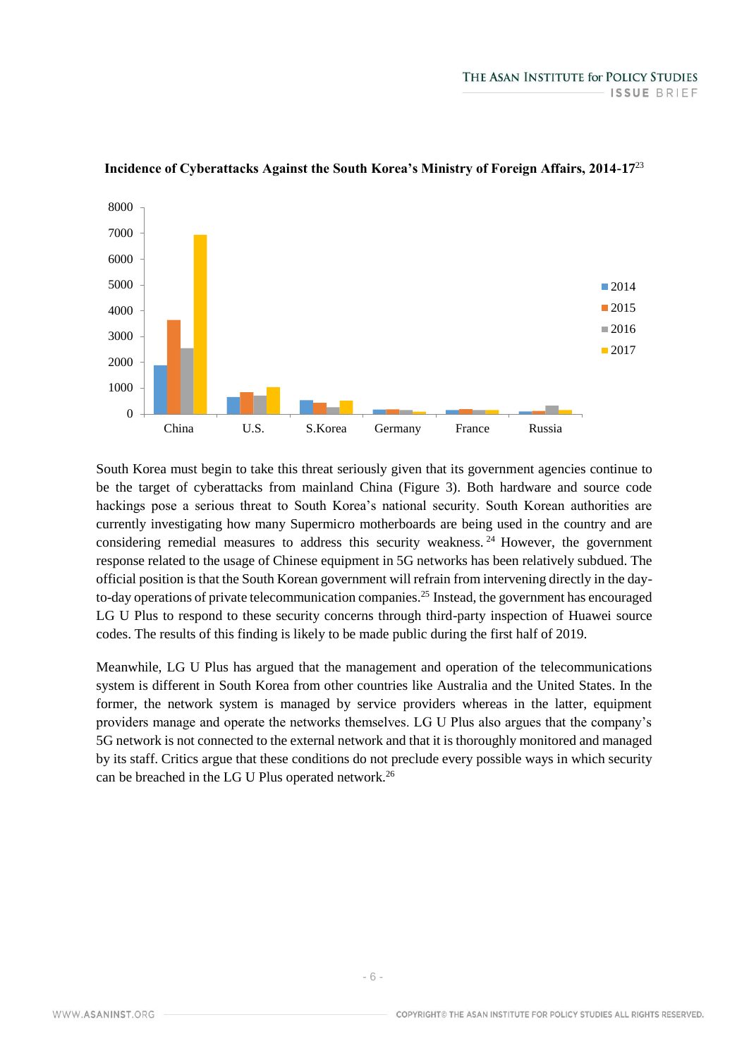**Incidence of Cyberattacks Against the South Korea's Ministry of Foreign Affairs, 2014-17**[23]

South Korea must begin to take this threat seriously given that its government agencies continue to be the target of cyberattacks from mainland China (Figure 3). Both hardware and source code hackings pose a serious threat to South Korea's national security. South Korean authorities are currently investigating how many Supermicro motherboards are being used in the country and are considering remedial measures to address this security weakness.[24] However, the government response related to the usage of Chinese equipment in 5G networks has been relatively subdued. The official position is that the South Korean government will refrain from intervening directly in the day-to-day operations of private telecommunication companies.[25] Instead, the government has encouraged LG U Plus to respond to these security concerns through third-party inspection of Huawei source codes. The results of this finding is likely to be made public during the first half of 2019.

Meanwhile, LG U Plus has argued that the management and operation of the telecommunications system is different in South Korea from other countries like Australia and the United States. In the former, the network system is managed by service providers whereas in the latter, equipment providers manage and operate the networks themselves. LG U Plus also argues that the company's 5G network is not connected to the external network and that it is thoroughly monitored and managed by its staff. Critics argue that these conditions do not preclude every possible ways in which security can be breached in the LG U Plus operated network.[26]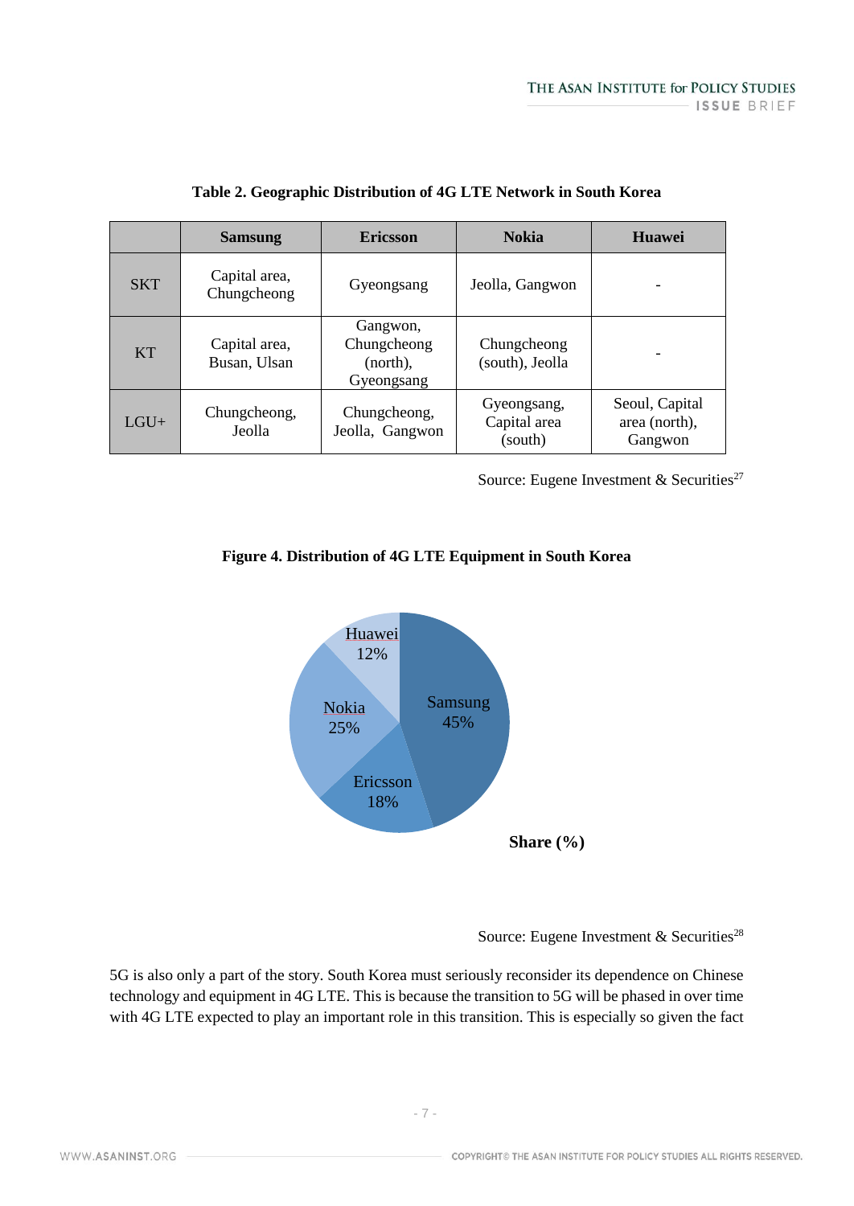**Table 2. Geographic Distribution of 4G LTE Network in South Korea**

| | Samsung | Ericsson | Nokia | Huawei |
|---|---|---|---|---|
| SKT | Capital area, Chungcheong | Gyeongsang | Jeolla, Gangwon | - |
| KT | Capital area, Busan, Ulsan | Gangwon, Chungcheong (north), Gyeongsang | Chungcheong (south), Jeolla | - |
| LGU+ | Chungcheong, Jeolla | Chungcheong, Jeolla, Gangwon | Gyeongsang, Capital area (south) | Seoul, Capital area (north), Gangwon |

Source: Eugene Investment & Securities[27]

**Figure 4. Distribution of 4G LTE Equipment in South Korea**

Samsung 45%
Ericsson 18%
Nokia 25%
Huawei 12%

**Share (%)**

Source: Eugene Investment & Securities[28]

5G is also only a part of the story. South Korea must seriously reconsider its dependence on Chinese technology and equipment in 4G LTE. This is because the transition to 5G will be phased in over time with 4G LTE expected to play an important role in this transition. This is especially so given the fact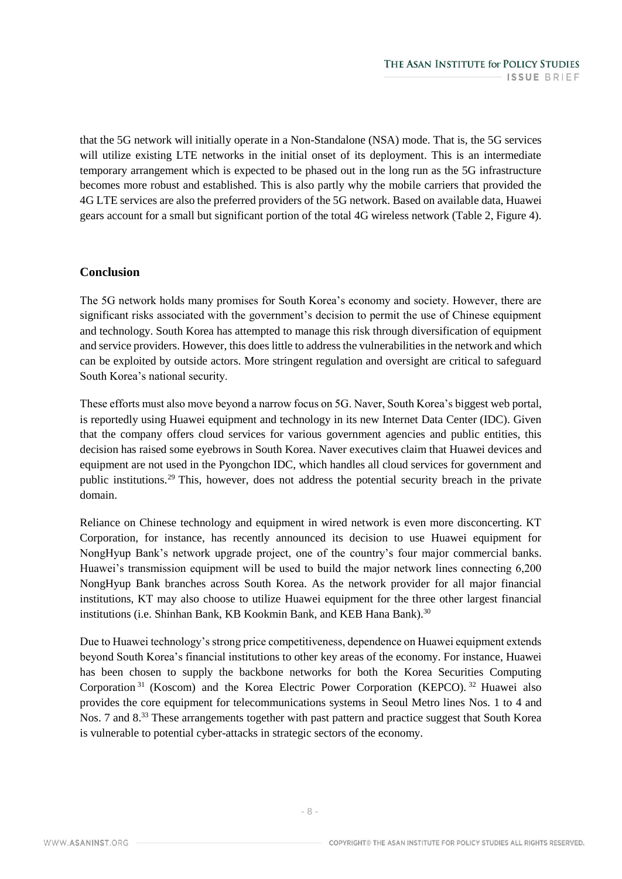that the 5G network will initially operate in a Non-Standalone (NSA) mode. That is, the 5G services will utilize existing LTE networks in the initial onset of its deployment. This is an intermediate temporary arrangement which is expected to be phased out in the long run as the 5G infrastructure becomes more robust and established. This is also partly why the mobile carriers that provided the 4G LTE services are also the preferred providers of the 5G network. Based on available data, Huawei gears account for a small but significant portion of the total 4G wireless network (Table 2, Figure 4).

## Conclusion

The 5G network holds many promises for South Korea's economy and society. However, there are significant risks associated with the government's decision to permit the use of Chinese equipment and technology. South Korea has attempted to manage this risk through diversification of equipment and service providers. However, this does little to address the vulnerabilities in the network and which can be exploited by outside actors. More stringent regulation and oversight are critical to safeguard South Korea's national security.

These efforts must also move beyond a narrow focus on 5G. Naver, South Korea's biggest web portal, is reportedly using Huawei equipment and technology in its new Internet Data Center (IDC). Given that the company offers cloud services for various government agencies and public entities, this decision has raised some eyebrows in South Korea. Naver executives claim that Huawei devices and equipment are not used in the Pyongchon IDC, which handles all cloud services for government and public institutions.[29] This, however, does not address the potential security breach in the private domain.

Reliance on Chinese technology and equipment in wired network is even more disconcerting. KT Corporation, for instance, has recently announced its decision to use Huawei equipment for NongHyup Bank's network upgrade project, one of the country's four major commercial banks. Huawei's transmission equipment will be used to build the major network lines connecting 6,200 NongHyup Bank branches across South Korea. As the network provider for all major financial institutions, KT may also choose to utilize Huawei equipment for the three other largest financial institutions (i.e. Shinhan Bank, KB Kookmin Bank, and KEB Hana Bank).[30]

Due to Huawei technology's strong price competitiveness, dependence on Huawei equipment extends beyond South Korea's financial institutions to other key areas of the economy. For instance, Huawei has been chosen to supply the backbone networks for both the Korea Securities Computing Corporation[31] (Koscom) and the Korea Electric Power Corporation (KEPCO).[32] Huawei also provides the core equipment for telecommunications systems in Seoul Metro lines Nos. 1 to 4 and Nos. 7 and 8.[33] These arrangements together with past pattern and practice suggest that South Korea is vulnerable to potential cyber-attacks in strategic sectors of the economy.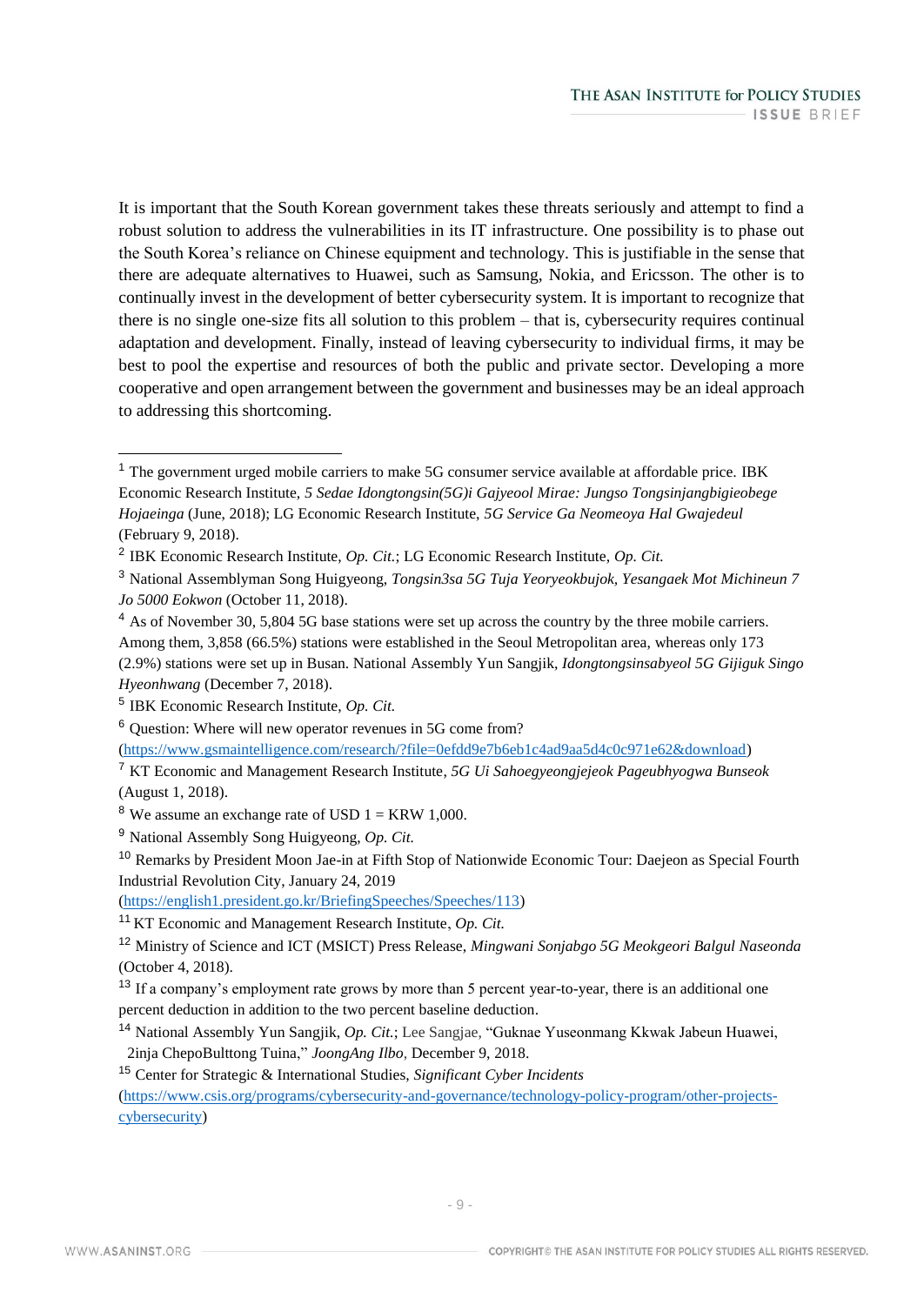It is important that the South Korean government takes these threats seriously and attempt to find a robust solution to address the vulnerabilities in its IT infrastructure. One possibility is to phase out the South Korea's reliance on Chinese equipment and technology. This is justifiable in the sense that there are adequate alternatives to Huawei, such as Samsung, Nokia, and Ericsson. The other is to continually invest in the development of better cybersecurity system. It is important to recognize that there is no single one-size fits all solution to this problem – that is, cybersecurity requires continual adaptation and development. Finally, instead of leaving cybersecurity to individual firms, it may be best to pool the expertise and resources of both the public and private sector. Developing a more cooperative and open arrangement between the government and businesses may be an ideal approach to addressing this shortcoming.

---

[1] The government urged mobile carriers to make 5G consumer service available at affordable price. IBK Economic Research Institute, *5 Sedae Idongtongsin(5G)i Gajyeool Mirae: Jungso Tongsinjangbigieobege Hojaeinga* (June, 2018); LG Economic Research Institute, *5G Service Ga Neomeoya Hal Gwajedeul* (February 9, 2018).

[2] IBK Economic Research Institute, *Op. Cit.*; LG Economic Research Institute, *Op. Cit.*

[3] National Assemblyman Song Huigyeong, *Tongsin3sa 5G Tuja Yeoryeokbujok, Yesangaek Mot Michineun 7 Jo 5000 Eokwon* (October 11, 2018).

[4] As of November 30, 5,804 5G base stations were set up across the country by the three mobile carriers. Among them, 3,858 (66.5%) stations were established in the Seoul Metropolitan area, whereas only 173 (2.9%) stations were set up in Busan. National Assembly Yun Sangjik, *Idongtongsinsabyeol 5G Gijiguk Singo Hyeonhwang* (December 7, 2018).

[5] IBK Economic Research Institute, *Op. Cit.*

[6] Question: Where will new operator revenues in 5G come from? (https://www.gsmaintelligence.com/research/?file=0efdd9e7b6eb1c4ad9aa5d4c0c971e62&download)

[7] KT Economic and Management Research Institute, *5G Ui Sahoegyeongjejeok Pageubhyogwa Bunseok* (August 1, 2018).

[8] We assume an exchange rate of USD 1 = KRW 1,000.

[9] National Assembly Song Huigyeong, *Op. Cit.*

[10] Remarks by President Moon Jae-in at Fifth Stop of Nationwide Economic Tour: Daejeon as Special Fourth Industrial Revolution City, January 24, 2019 (https://english1.president.go.kr/BriefingSpeeches/Speeches/113)

[11] KT Economic and Management Research Institute, *Op. Cit.*

[12] Ministry of Science and ICT (MSICT) Press Release, *Mingwani Sonjabgo 5G Meokgeori Balgul Naseonda* (October 4, 2018).

[13] If a company's employment rate grows by more than 5 percent year-to-year, there is an additional one percent deduction in addition to the two percent baseline deduction.

[14] National Assembly Yun Sangjik, *Op. Cit.*; Lee Sangjae, "Guknae Yuseonmang Kkwak Jabeun Huawei, 2inja ChepoBulttong Tuina," *JoongAng Ilbo*, December 9, 2018.

[15] Center for Strategic & International Studies, *Significant Cyber Incidents* (https://www.csis.org/programs/cybersecurity-and-governance/technology-policy-program/other-projects-cybersecurity)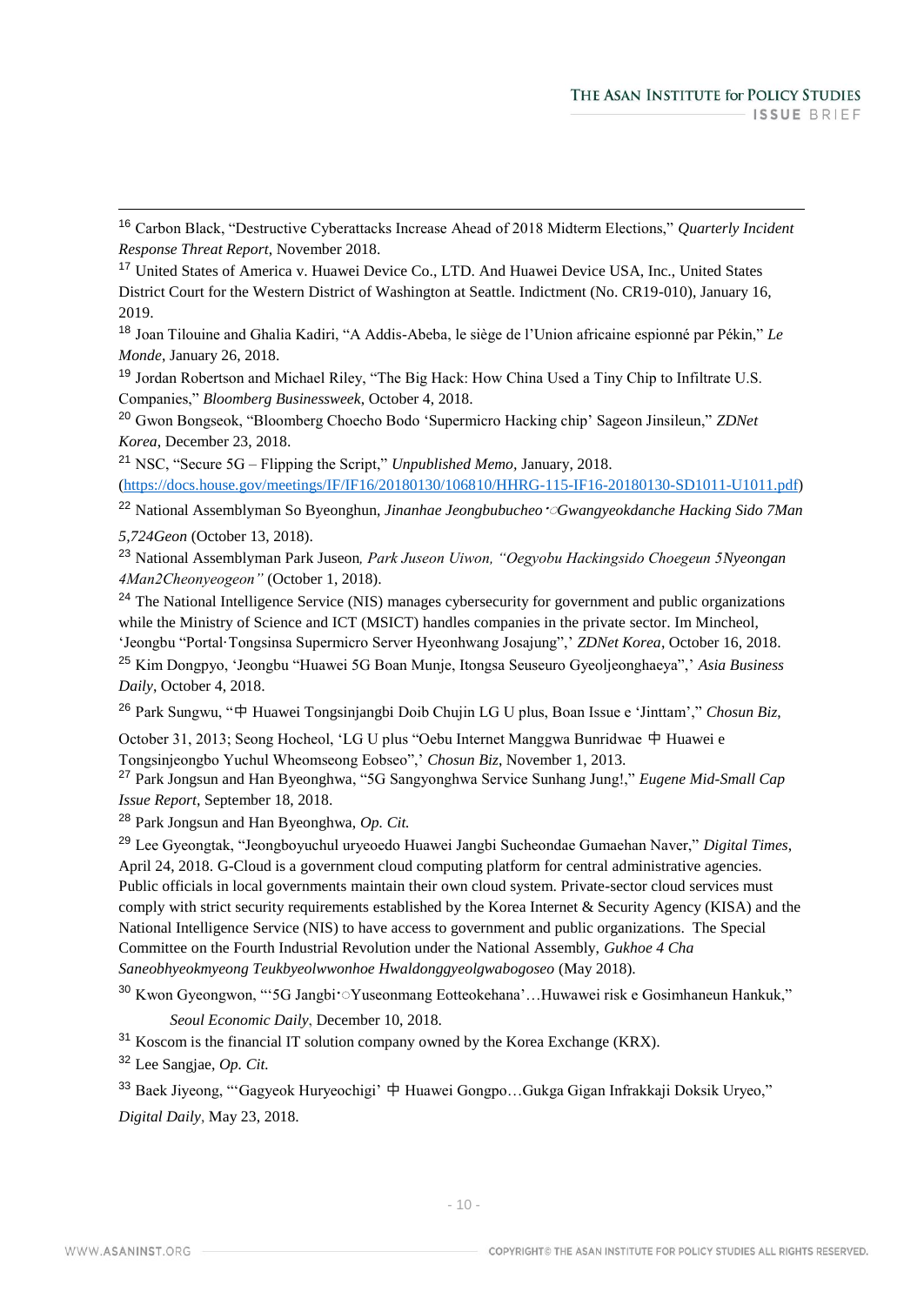[16] Carbon Black, "Destructive Cyberattacks Increase Ahead of 2018 Midterm Elections," *Quarterly Incident Response Threat Report*, November 2018.

[17] United States of America v. Huawei Device Co., LTD. And Huawei Device USA, Inc., United States District Court for the Western District of Washington at Seattle. Indictment (No. CR19-010), January 16, 2019.

[18] Joan Tilouine and Ghalia Kadiri, "A Addis-Abeba, le siège de l'Union africaine espionné par Pékin," *Le Monde*, January 26, 2018.

[19] Jordan Robertson and Michael Riley, "The Big Hack: How China Used a Tiny Chip to Infiltrate U.S. Companies," *Bloomberg Businessweek*, October 4, 2018.

[20] Gwon Bongseok, "Bloomberg Choecho Bodo 'Supermicro Hacking chip' Sageon Jinsileun," *ZDNet Korea*, December 23, 2018.

[21] NSC, "Secure 5G – Flipping the Script," *Unpublished Memo*, January, 2018. (https://docs.house.gov/meetings/IF/IF16/20180130/106810/HHRG-115-IF16-20180130-SD1011-U1011.pdf)

[22] National Assemblyman So Byeonghun, *Jinanhae Jeongbubucheo*·○*Gwangyeokdanche Hacking Sido 7Man 5,724Geon* (October 13, 2018).

[23] National Assemblyman Park Juseon, *Park Juseon Uiwon, "Oegyobu Hackingsido Choegeun 5Nyeongan 4Man2Cheonyeogeon"* (October 1, 2018).

[24] The National Intelligence Service (NIS) manages cybersecurity for government and public organizations while the Ministry of Science and ICT (MSICT) handles companies in the private sector. Im Mincheol, 'Jeongbu "Portal·Tongsinsa Supermicro Server Hyeonhwang Josajung",' *ZDNet Korea*, October 16, 2018.

[25] Kim Dongpyo, 'Jeongbu "Huawei 5G Boan Munje, Itongsa Seuseuro Gyeoljeonghaeya",' *Asia Business Daily*, October 4, 2018.

[26] Park Sungwu, "中 Huawei Tongsinjangbi Doib Chujin LG U plus, Boan Issue e 'Jinttam'," *Chosun Biz*, October 31, 2013; Seong Hocheol, 'LG U plus "Oebu Internet Manggwa Bunridwae 中 Huawei e Tongsinjeongbo Yuchul Wheomseong Eobseo",' *Chosun Biz*, November 1, 2013.

[27] Park Jongsun and Han Byeonghwa, "5G Sangyonghwa Service Sunhang Jung!," *Eugene Mid-Small Cap Issue Report*, September 18, 2018.

[28] Park Jongsun and Han Byeonghwa, *Op. Cit.*

[29] Lee Gyeongtak, "Jeongboyuchul uryeoedo Huawei Jangbi Sucheondae Gumaehan Naver," *Digital Times*, April 24, 2018. G-Cloud is a government cloud computing platform for central administrative agencies. Public officials in local governments maintain their own cloud system. Private-sector cloud services must comply with strict security requirements established by the Korea Internet & Security Agency (KISA) and the National Intelligence Service (NIS) to have access to government and public organizations. The Special Committee on the Fourth Industrial Revolution under the National Assembly, *Gukhoe 4 Cha Saneobhyeokmyeong Teukbyeolwwonhoe Hwaldonggyeolgwabogoseo* (May 2018).

[30] Kwon Gyeongwon, "'5G Jangbi·○Yuseonmang Eotteokehana'…Huwawei risk e Gosimhaneun Hankuk," *Seoul Economic Daily*, December 10, 2018.

[31] Koscom is the financial IT solution company owned by the Korea Exchange (KRX).

[32] Lee Sangjae, *Op. Cit.*

[33] Baek Jiyeong, "'Gagyeok Huryeochigi' 中 Huawei Gongpo…Gukga Gigan Infrakkaji Doksik Uryeo," *Digital Daily*, May 23, 2018.